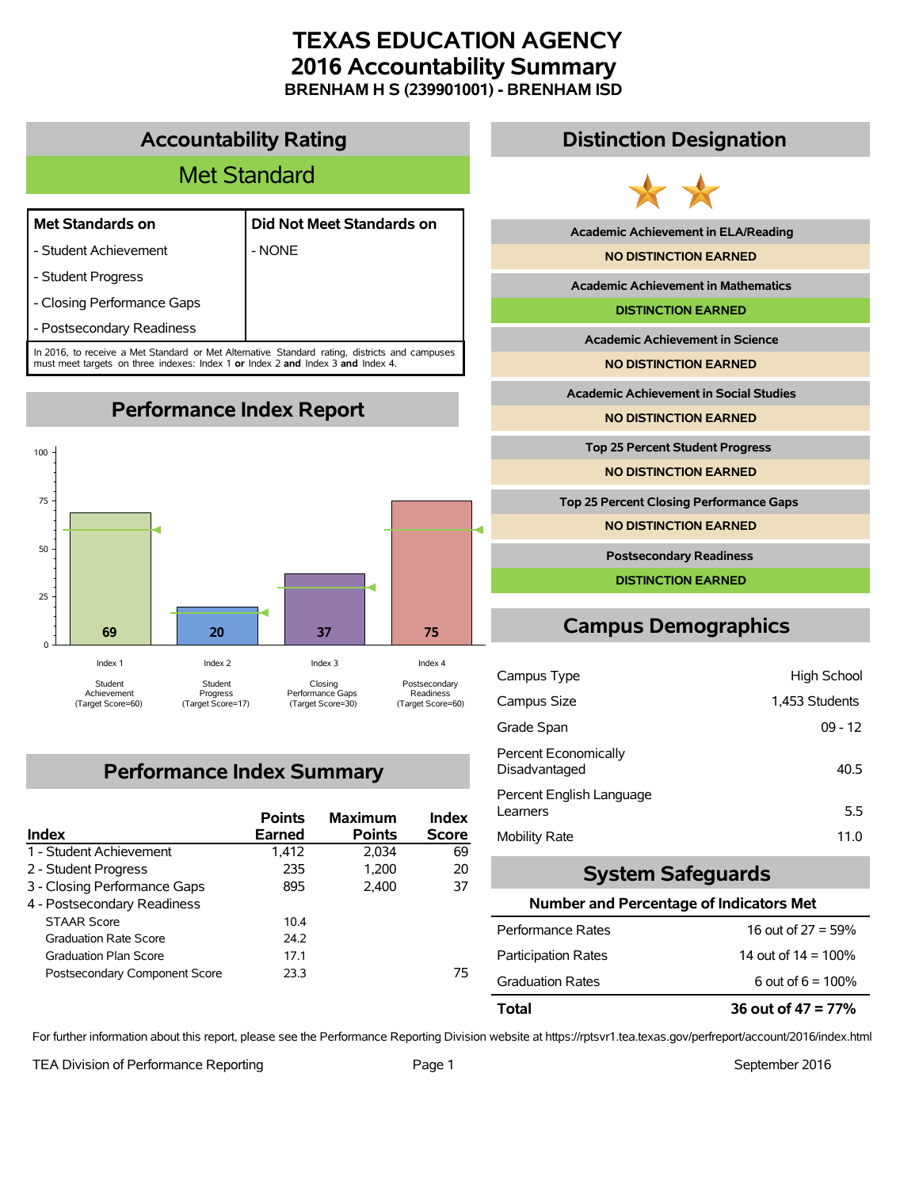# TEXAS EDUCATION AGENCY
# 2016 Accountability Summary
### BRENHAM H S (239901001) - BRENHAM ISD

## Accountability Rating

**Met Standard**

| Met Standards on | Did Not Meet Standards on |
|---|---|
| - Student Achievement | - NONE |
| - Student Progress | |
| - Closing Performance Gaps | |
| - Postsecondary Readiness | |

In 2016, to receive a Met Standard or Met Alternative Standard rating, districts and campuses must meet targets on three indexes: Index 1 **or** Index 2 **and** Index 3 **and** Index 4.

## Performance Index Report

| Index | Score | Target Score |
|---|---|---|
| Index 1 Student Achievement | 69 | 60 |
| Index 2 Student Progress | 20 | 17 |
| Index 3 Closing Performance Gaps | 37 | 30 |
| Index 4 Postsecondary Readiness | 75 | 60 |

## Performance Index Summary

| Index | Points Earned | Maximum Points | Index Score |
|---|---|---|---|
| 1 - Student Achievement | 1,412 | 2,034 | 69 |
| 2 - Student Progress | 235 | 1,200 | 20 |
| 3 - Closing Performance Gaps | 895 | 2,400 | 37 |
| 4 - Postsecondary Readiness | | | |
| STAAR Score | 10.4 | | |
| Graduation Rate Score | 24.2 | | |
| Graduation Plan Score | 17.1 | | |
| Postsecondary Component Score | 23.3 | | 75 |

## Distinction Designation

| Distinction | Result |
|---|---|
| Academic Achievement in ELA/Reading | NO DISTINCTION EARNED |
| Academic Achievement in Mathematics | DISTINCTION EARNED |
| Academic Achievement in Science | NO DISTINCTION EARNED |
| Academic Achievement in Social Studies | NO DISTINCTION EARNED |
| Top 25 Percent Student Progress | NO DISTINCTION EARNED |
| Top 25 Percent Closing Performance Gaps | NO DISTINCTION EARNED |
| Postsecondary Readiness | DISTINCTION EARNED |

## Campus Demographics

| | |
|---|---|
| Campus Type | High School |
| Campus Size | 1,453 Students |
| Grade Span | 09 - 12 |
| Percent Economically Disadvantaged | 40.5 |
| Percent English Language Learners | 5.5 |
| Mobility Rate | 11.0 |

## System Safeguards

**Number and Percentage of Indicators Met**

| | |
|---|---|
| Performance Rates | 16 out of 27 = 59% |
| Participation Rates | 14 out of 14 = 100% |
| Graduation Rates | 6 out of 6 = 100% |
| **Total** | **36 out of 47 = 77%** |

For further information about this report, please see the Performance Reporting Division website at https://rptsvr1.tea.texas.gov/perfreport/account/2016/index.html

TEA Division of Performance Reporting — September 2016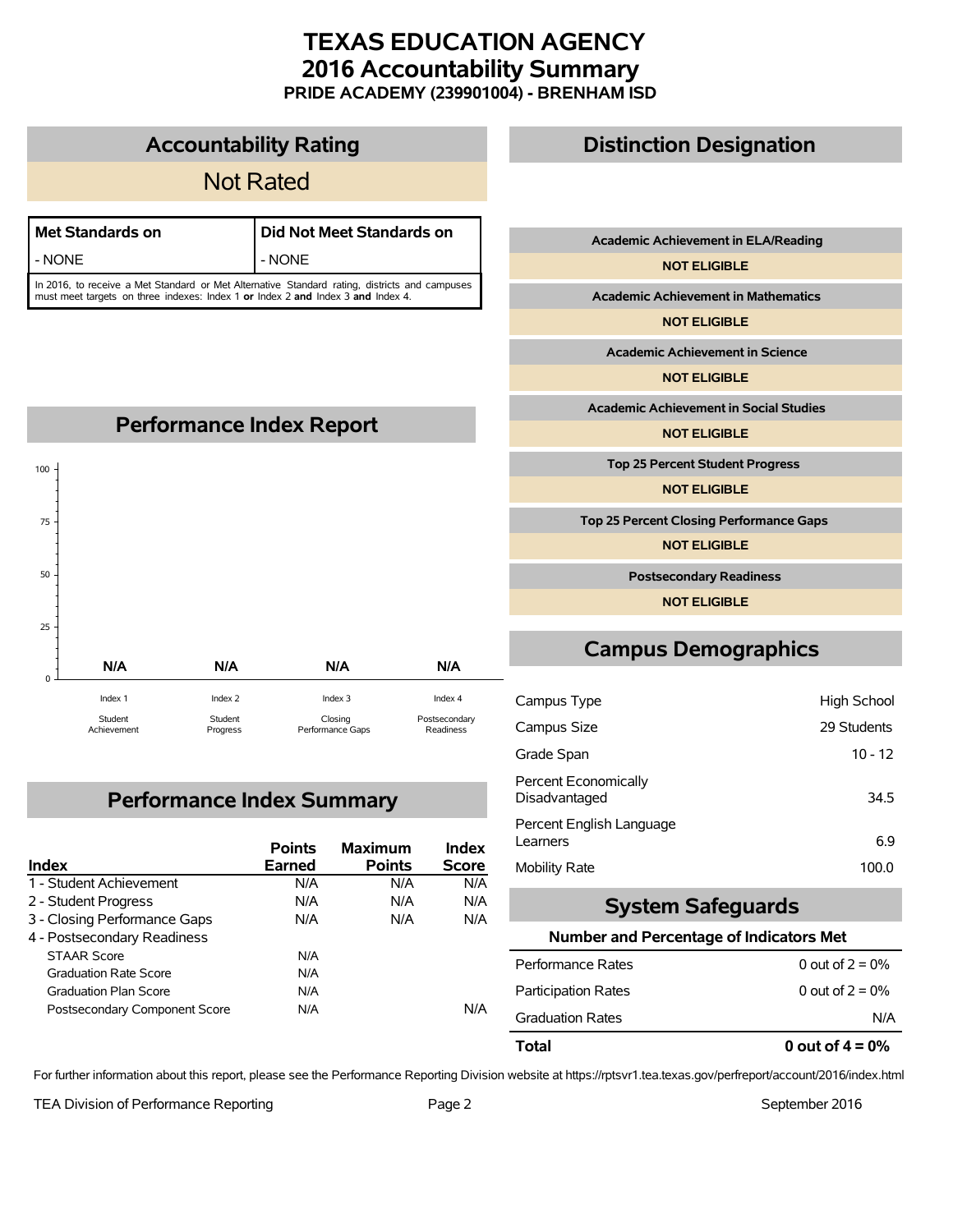# TEXAS EDUCATION AGENCY
# 2016 Accountability Summary
## PRIDE ACADEMY (239901004) - BRENHAM ISD

## Accountability Rating

**Not Rated**

| Met Standards on | Did Not Meet Standards on |
|---|---|
| - NONE | - NONE |

In 2016, to receive a Met Standard or Met Alternative Standard rating, districts and campuses must meet targets on three indexes: Index 1 **or** Index 2 **and** Index 3 **and** Index 4.

## Distinction Designation

**Academic Achievement in ELA/Reading**
NOT ELIGIBLE

**Academic Achievement in Mathematics**
NOT ELIGIBLE

**Academic Achievement in Science**
NOT ELIGIBLE

**Academic Achievement in Social Studies**
NOT ELIGIBLE

**Top 25 Percent Student Progress**
NOT ELIGIBLE

**Top 25 Percent Closing Performance Gaps**
NOT ELIGIBLE

**Postsecondary Readiness**
NOT ELIGIBLE

## Performance Index Report

| Index 1 Student Achievement | Index 2 Student Progress | Index 3 Closing Performance Gaps | Index 4 Postsecondary Readiness |
|---|---|---|---|
| N/A | N/A | N/A | N/A |

## Campus Demographics

| | |
|---|---|
| Campus Type | High School |
| Campus Size | 29 Students |
| Grade Span | 10 - 12 |
| Percent Economically Disadvantaged | 34.5 |
| Percent English Language Learners | 6.9 |
| Mobility Rate | 100.0 |

## Performance Index Summary

| Index | Points Earned | Maximum Points | Index Score |
|---|---|---|---|
| 1 - Student Achievement | N/A | N/A | N/A |
| 2 - Student Progress | N/A | N/A | N/A |
| 3 - Closing Performance Gaps | N/A | N/A | N/A |
| 4 - Postsecondary Readiness | | | |
| STAAR Score | N/A | | |
| Graduation Rate Score | N/A | | |
| Graduation Plan Score | N/A | | |
| Postsecondary Component Score | N/A | | N/A |

## System Safeguards

**Number and Percentage of Indicators Met**

| | |
|---|---|
| Performance Rates | 0 out of 2 = 0% |
| Participation Rates | 0 out of 2 = 0% |
| Graduation Rates | N/A |
| **Total** | **0 out of 4 = 0%** |

For further information about this report, please see the Performance Reporting Division website at https://rptsvr1.tea.texas.gov/perfreport/account/2016/index.html

TEA Division of Performance Reporting

September 2016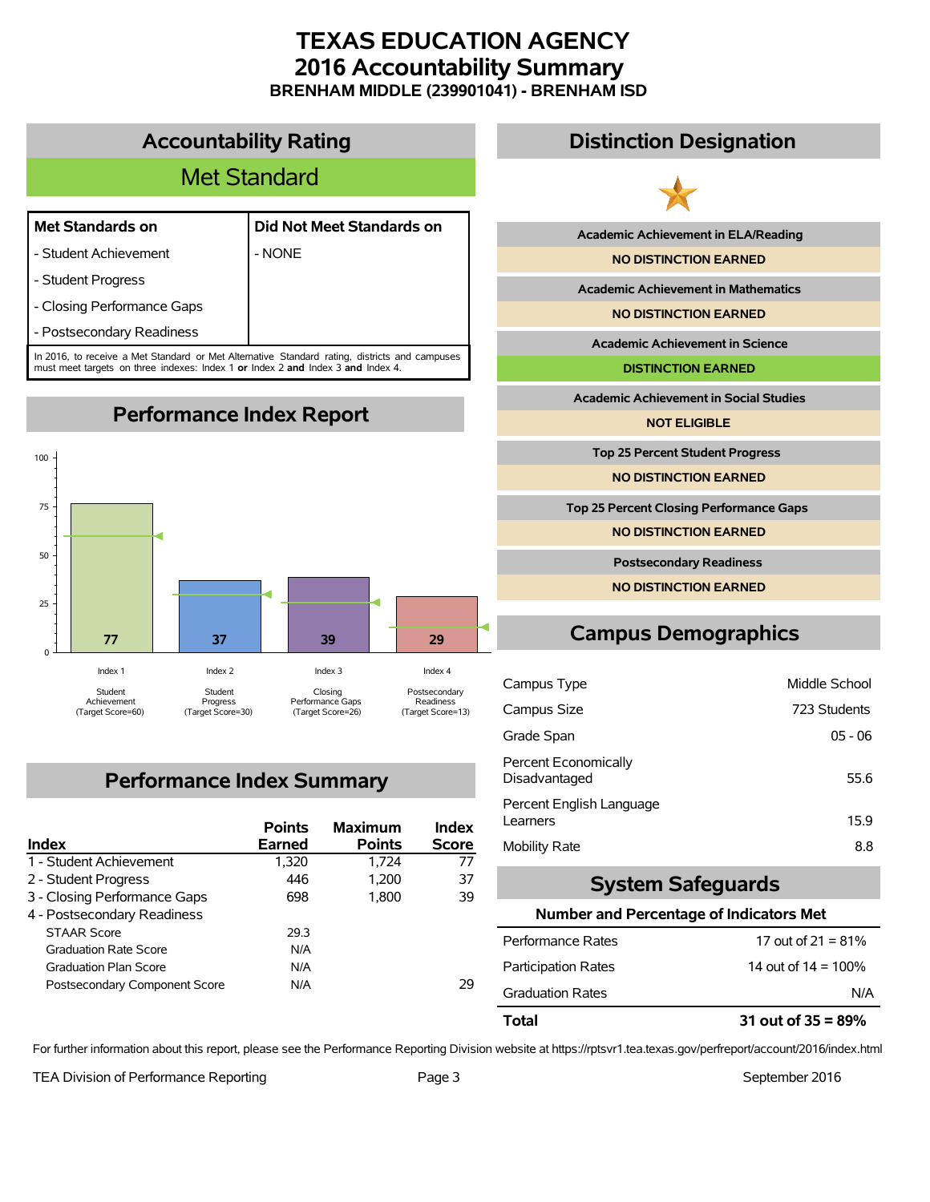# TEXAS EDUCATION AGENCY
# 2016 Accountability Summary
### BRENHAM MIDDLE (239901041) - BRENHAM ISD

## Accountability Rating

**Met Standard**

| Met Standards on | Did Not Meet Standards on |
|---|---|
| - Student Achievement | - NONE |
| - Student Progress | |
| - Closing Performance Gaps | |
| - Postsecondary Readiness | |

In 2016, to receive a Met Standard or Met Alternative Standard rating, districts and campuses must meet targets on three indexes: Index 1 **or** Index 2 **and** Index 3 **and** Index 4.

## Performance Index Report

| Index | Score | Target Score |
|---|---|---|
| Index 1 - Student Achievement | 77 | 60 |
| Index 2 - Student Progress | 37 | 30 |
| Index 3 - Closing Performance Gaps | 39 | 26 |
| Index 4 - Postsecondary Readiness | 29 | 13 |

## Performance Index Summary

| Index | Points Earned | Maximum Points | Index Score |
|---|---|---|---|
| 1 - Student Achievement | 1,320 | 1,724 | 77 |
| 2 - Student Progress | 446 | 1,200 | 37 |
| 3 - Closing Performance Gaps | 698 | 1,800 | 39 |
| 4 - Postsecondary Readiness | | | |
| STAAR Score | 29.3 | | |
| Graduation Rate Score | N/A | | |
| Graduation Plan Score | N/A | | |
| Postsecondary Component Score | N/A | | 29 |

## Distinction Designation

| Distinction | Status |
|---|---|
| Academic Achievement in ELA/Reading | NO DISTINCTION EARNED |
| Academic Achievement in Mathematics | NO DISTINCTION EARNED |
| Academic Achievement in Science | DISTINCTION EARNED |
| Academic Achievement in Social Studies | NOT ELIGIBLE |
| Top 25 Percent Student Progress | NO DISTINCTION EARNED |
| Top 25 Percent Closing Performance Gaps | NO DISTINCTION EARNED |
| Postsecondary Readiness | NO DISTINCTION EARNED |

## Campus Demographics

| | |
|---|---|
| Campus Type | Middle School |
| Campus Size | 723 Students |
| Grade Span | 05 - 06 |
| Percent Economically Disadvantaged | 55.6 |
| Percent English Language Learners | 15.9 |
| Mobility Rate | 8.8 |

## System Safeguards

**Number and Percentage of Indicators Met**

| | |
|---|---|
| Performance Rates | 17 out of 21 = 81% |
| Participation Rates | 14 out of 14 = 100% |
| Graduation Rates | N/A |
| **Total** | **31 out of 35 = 89%** |

For further information about this report, please see the Performance Reporting Division website at https://rptsvr1.tea.texas.gov/perfreport/account/2016/index.html

TEA Division of Performance Reporting

September 2016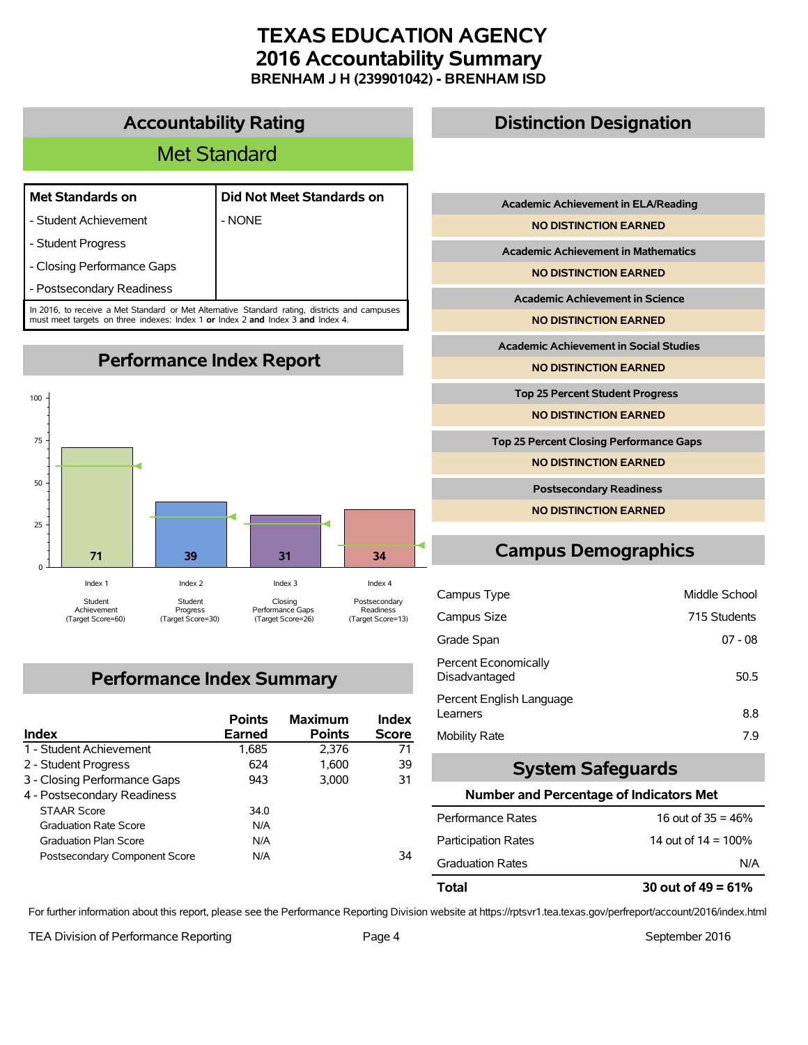# TEXAS EDUCATION AGENCY
# 2016 Accountability Summary
### BRENHAM J H (239901042) - BRENHAM ISD

## Accountability Rating

**Met Standard**

| Met Standards on | Did Not Meet Standards on |
|---|---|
| - Student Achievement | - NONE |
| - Student Progress | |
| - Closing Performance Gaps | |
| - Postsecondary Readiness | |

In 2016, to receive a Met Standard or Met Alternative Standard rating, districts and campuses must meet targets on three indexes: Index 1 **or** Index 2 **and** Index 3 **and** Index 4.

## Performance Index Report

| Index | Score | Target Score |
|---|---|---|
| Index 1 - Student Achievement | 71 | 60 |
| Index 2 - Student Progress | 39 | 30 |
| Index 3 - Closing Performance Gaps | 31 | 26 |
| Index 4 - Postsecondary Readiness | 34 | 13 |

## Performance Index Summary

| Index | Points Earned | Maximum Points | Index Score |
|---|---|---|---|
| 1 - Student Achievement | 1,685 | 2,376 | 71 |
| 2 - Student Progress | 624 | 1,600 | 39 |
| 3 - Closing Performance Gaps | 943 | 3,000 | 31 |
| 4 - Postsecondary Readiness | | | |
| STAAR Score | 34.0 | | |
| Graduation Rate Score | N/A | | |
| Graduation Plan Score | N/A | | |
| Postsecondary Component Score | N/A | | 34 |

## Distinction Designation

| Distinction | Result |
|---|---|
| Academic Achievement in ELA/Reading | NO DISTINCTION EARNED |
| Academic Achievement in Mathematics | NO DISTINCTION EARNED |
| Academic Achievement in Science | NO DISTINCTION EARNED |
| Academic Achievement in Social Studies | NO DISTINCTION EARNED |
| Top 25 Percent Student Progress | NO DISTINCTION EARNED |
| Top 25 Percent Closing Performance Gaps | NO DISTINCTION EARNED |
| Postsecondary Readiness | NO DISTINCTION EARNED |

## Campus Demographics

| | |
|---|---|
| Campus Type | Middle School |
| Campus Size | 715 Students |
| Grade Span | 07 - 08 |
| Percent Economically Disadvantaged | 50.5 |
| Percent English Language Learners | 8.8 |
| Mobility Rate | 7.9 |

## System Safeguards

**Number and Percentage of Indicators Met**

| | |
|---|---|
| Performance Rates | 16 out of 35 = 46% |
| Participation Rates | 14 out of 14 = 100% |
| Graduation Rates | N/A |
| **Total** | **30 out of 49 = 61%** |

For further information about this report, please see the Performance Reporting Division website at https://rptsvr1.tea.texas.gov/perfreport/account/2016/index.html

TEA Division of Performance Reporting — September 2016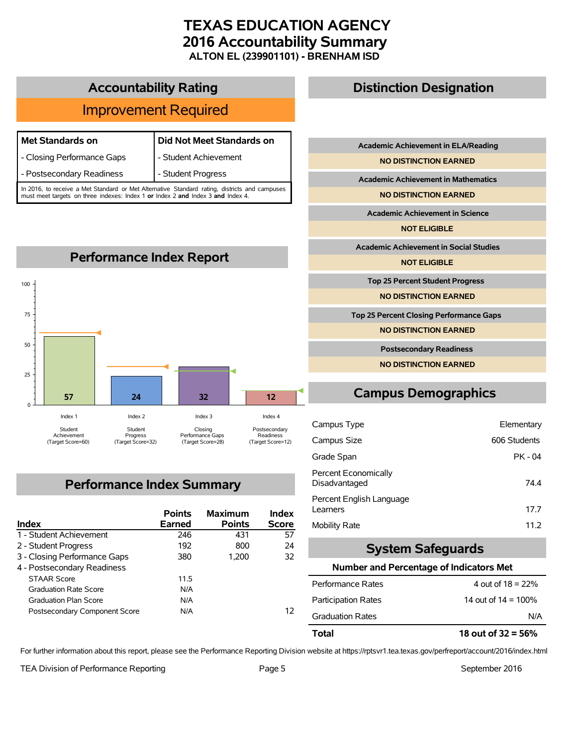# TEXAS EDUCATION AGENCY
# 2016 Accountability Summary
### ALTON EL (239901101) - BRENHAM ISD

## Accountability Rating

**Improvement Required**

| Met Standards on | Did Not Meet Standards on |
|---|---|
| - Closing Performance Gaps | - Student Achievement |
| - Postsecondary Readiness | - Student Progress |

In 2016, to receive a Met Standard or Met Alternative Standard rating, districts and campuses must meet targets on three indexes: Index 1 **or** Index 2 **and** Index 3 **and** Index 4.

## Performance Index Report

| Index | Score | Target Score |
|---|---|---|
| Index 1 Student Achievement | 57 | 60 |
| Index 2 Student Progress | 24 | 32 |
| Index 3 Closing Performance Gaps | 32 | 28 |
| Index 4 Postsecondary Readiness | 12 | 12 |

## Performance Index Summary

| Index | Points Earned | Maximum Points | Index Score |
|---|---|---|---|
| 1 - Student Achievement | 246 | 431 | 57 |
| 2 - Student Progress | 192 | 800 | 24 |
| 3 - Closing Performance Gaps | 380 | 1,200 | 32 |
| 4 - Postsecondary Readiness | | | |
| STAAR Score | 11.5 | | |
| Graduation Rate Score | N/A | | |
| Graduation Plan Score | N/A | | |
| Postsecondary Component Score | N/A | | 12 |

## Distinction Designation

| Distinction | Status |
|---|---|
| Academic Achievement in ELA/Reading | NO DISTINCTION EARNED |
| Academic Achievement in Mathematics | NO DISTINCTION EARNED |
| Academic Achievement in Science | NOT ELIGIBLE |
| Academic Achievement in Social Studies | NOT ELIGIBLE |
| Top 25 Percent Student Progress | NO DISTINCTION EARNED |
| Top 25 Percent Closing Performance Gaps | NO DISTINCTION EARNED |
| Postsecondary Readiness | NO DISTINCTION EARNED |

## Campus Demographics

| | |
|---|---|
| Campus Type | Elementary |
| Campus Size | 606 Students |
| Grade Span | PK - 04 |
| Percent Economically Disadvantaged | 74.4 |
| Percent English Language Learners | 17.7 |
| Mobility Rate | 11.2 |

## System Safeguards

**Number and Percentage of Indicators Met**

| | |
|---|---|
| Performance Rates | 4 out of 18 = 22% |
| Participation Rates | 14 out of 14 = 100% |
| Graduation Rates | N/A |
| **Total** | **18 out of 32 = 56%** |

For further information about this report, please see the Performance Reporting Division website at https://rptsvr1.tea.texas.gov/perfreport/account/2016/index.html

TEA Division of Performance Reporting — September 2016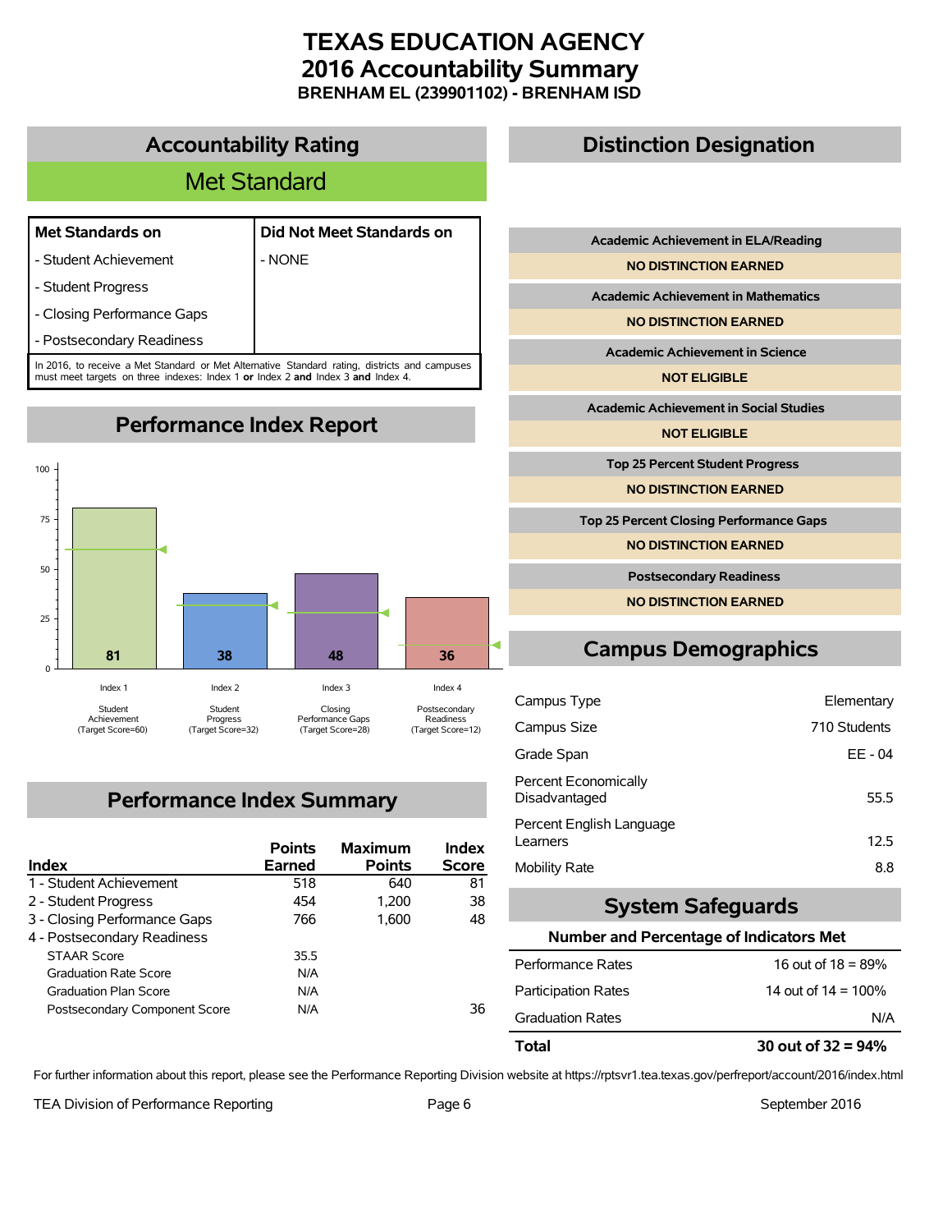# TEXAS EDUCATION AGENCY
# 2016 Accountability Summary
**BRENHAM EL (239901102) - BRENHAM ISD**

## Accountability Rating

**Met Standard**

| Met Standards on | Did Not Meet Standards on |
|---|---|
| - Student Achievement | - NONE |
| - Student Progress | |
| - Closing Performance Gaps | |
| - Postsecondary Readiness | |

In 2016, to receive a Met Standard or Met Alternative Standard rating, districts and campuses must meet targets on three indexes: Index 1 **or** Index 2 **and** Index 3 **and** Index 4.

## Performance Index Report

| Index | Score | Target Score |
|---|---|---|
| Index 1 – Student Achievement | 81 | 60 |
| Index 2 – Student Progress | 38 | 32 |
| Index 3 – Closing Performance Gaps | 48 | 28 |
| Index 4 – Postsecondary Readiness | 36 | 12 |

## Performance Index Summary

| Index | Points Earned | Maximum Points | Index Score |
|---|---|---|---|
| 1 - Student Achievement | 518 | 640 | 81 |
| 2 - Student Progress | 454 | 1,200 | 38 |
| 3 - Closing Performance Gaps | 766 | 1,600 | 48 |
| 4 - Postsecondary Readiness | | | |
| STAAR Score | 35.5 | | |
| Graduation Rate Score | N/A | | |
| Graduation Plan Score | N/A | | |
| Postsecondary Component Score | N/A | | 36 |

## Distinction Designation

| Distinction | Result |
|---|---|
| Academic Achievement in ELA/Reading | NO DISTINCTION EARNED |
| Academic Achievement in Mathematics | NO DISTINCTION EARNED |
| Academic Achievement in Science | NOT ELIGIBLE |
| Academic Achievement in Social Studies | NOT ELIGIBLE |
| Top 25 Percent Student Progress | NO DISTINCTION EARNED |
| Top 25 Percent Closing Performance Gaps | NO DISTINCTION EARNED |
| Postsecondary Readiness | NO DISTINCTION EARNED |

## Campus Demographics

| | |
|---|---|
| Campus Type | Elementary |
| Campus Size | 710 Students |
| Grade Span | EE - 04 |
| Percent Economically Disadvantaged | 55.5 |
| Percent English Language Learners | 12.5 |
| Mobility Rate | 8.8 |

## System Safeguards

**Number and Percentage of Indicators Met**

| | |
|---|---|
| Performance Rates | 16 out of 18 = 89% |
| Participation Rates | 14 out of 14 = 100% |
| Graduation Rates | N/A |
| **Total** | **30 out of 32 = 94%** |

For further information about this report, please see the Performance Reporting Division website at https://rptsvr1.tea.texas.gov/perfreport/account/2016/index.html

TEA Division of Performance Reporting — September 2016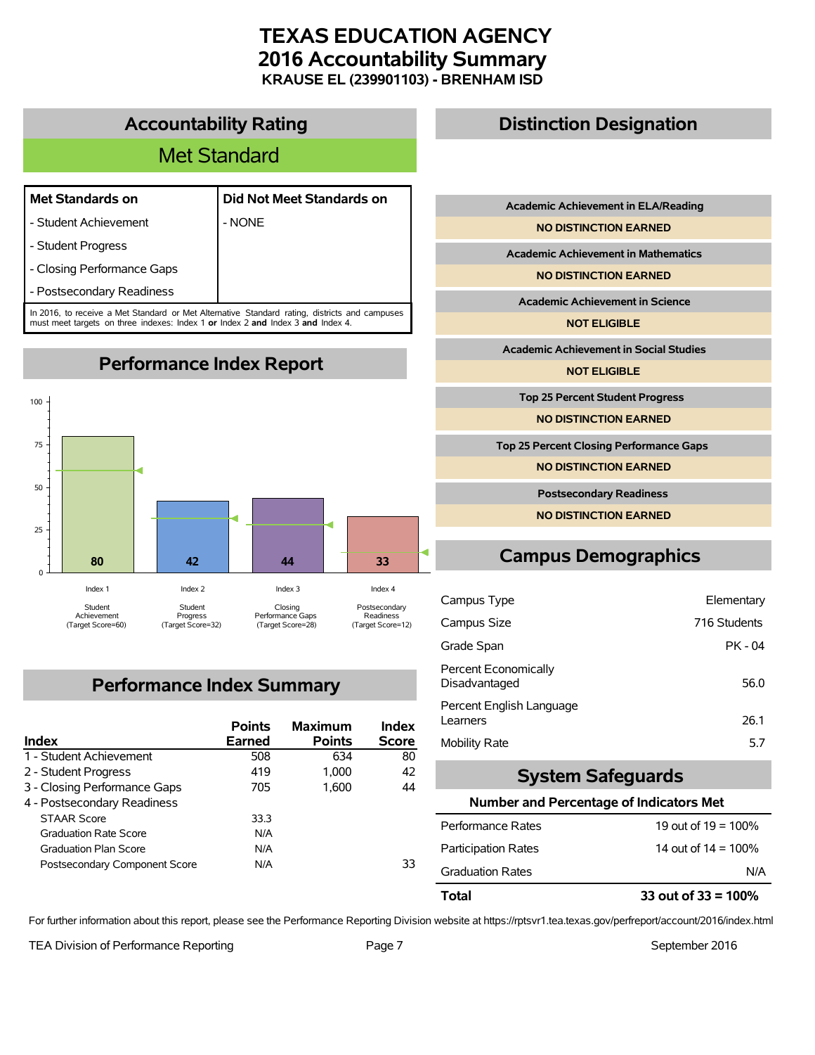# TEXAS EDUCATION AGENCY
# 2016 Accountability Summary
### KRAUSE EL (239901103) - BRENHAM ISD

## Accountability Rating

**Met Standard**

| Met Standards on | Did Not Meet Standards on |
|---|---|
| - Student Achievement | - NONE |
| - Student Progress | |
| - Closing Performance Gaps | |
| - Postsecondary Readiness | |

In 2016, to receive a Met Standard or Met Alternative Standard rating, districts and campuses must meet targets on three indexes: Index 1 **or** Index 2 **and** Index 3 **and** Index 4.

## Performance Index Report

100
75
50
25
0

80
42
44
33

Index 1
Student Achievement
(Target Score=60)

Index 2
Student Progress
(Target Score=32)

Index 3
Closing Performance Gaps
(Target Score=28)

Index 4
Postsecondary Readiness
(Target Score=12)

## Performance Index Summary

| Index | Points Earned | Maximum Points | Index Score |
|---|---|---|---|
| 1 - Student Achievement | 508 | 634 | 80 |
| 2 - Student Progress | 419 | 1,000 | 42 |
| 3 - Closing Performance Gaps | 705 | 1,600 | 44 |
| 4 - Postsecondary Readiness | | | |
| STAAR Score | 33.3 | | |
| Graduation Rate Score | N/A | | |
| Graduation Plan Score | N/A | | |
| Postsecondary Component Score | N/A | | 33 |

## Distinction Designation

| | |
|---|---|
| **Academic Achievement in ELA/Reading** | **NO DISTINCTION EARNED** |
| **Academic Achievement in Mathematics** | **NO DISTINCTION EARNED** |
| **Academic Achievement in Science** | **NOT ELIGIBLE** |
| **Academic Achievement in Social Studies** | **NOT ELIGIBLE** |
| **Top 25 Percent Student Progress** | **NO DISTINCTION EARNED** |
| **Top 25 Percent Closing Performance Gaps** | **NO DISTINCTION EARNED** |
| **Postsecondary Readiness** | **NO DISTINCTION EARNED** |

## Campus Demographics

| | |
|---|---|
| Campus Type | Elementary |
| Campus Size | 716 Students |
| Grade Span | PK - 04 |
| Percent Economically Disadvantaged | 56.0 |
| Percent English Language Learners | 26.1 |
| Mobility Rate | 5.7 |

## System Safeguards

**Number and Percentage of Indicators Met**

| | |
|---|---|
| Performance Rates | 19 out of 19 = 100% |
| Participation Rates | 14 out of 14 = 100% |
| Graduation Rates | N/A |
| **Total** | **33 out of 33 = 100%** |

For further information about this report, please see the Performance Reporting Division website at https://rptsvr1.tea.texas.gov/perfreport/account/2016/index.html